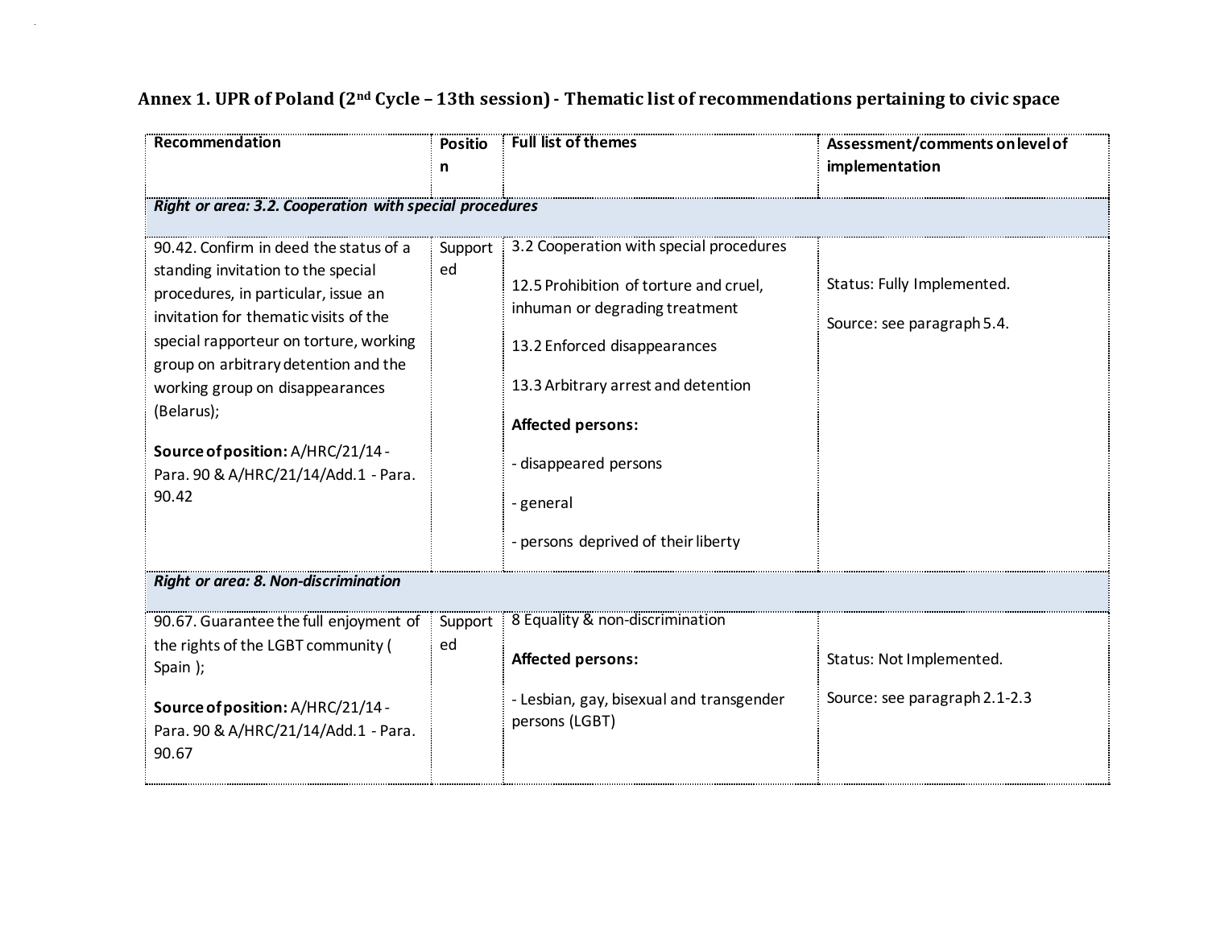# Annex 1. UPR of Poland (2nd Cycle – 13th session) - Thematic list of recommendations pertaining to civic space

| Recommendation | Position | Full list of themes | Assessment/comments on level of implementation |
|---|---|---|---|
| ***Right or area: 3.2. Cooperation with special procedures*** | | | |
| 90.42. Confirm in deed the status of a standing invitation to the special procedures, in particular, issue an invitation for thematic visits of the special rapporteur on torture, working group on arbitrary detention and the working group on disappearances (Belarus);<br><br>**Source of position:** A/HRC/21/14 - Para. 90 & A/HRC/21/14/Add.1 - Para. 90.42 | Supported | 3.2 Cooperation with special procedures<br><br>12.5 Prohibition of torture and cruel, inhuman or degrading treatment<br><br>13.2 Enforced disappearances<br><br>13.3 Arbitrary arrest and detention<br><br>**Affected persons:**<br><br>- disappeared persons<br><br>- general<br><br>- persons deprived of their liberty | Status: Fully Implemented.<br><br>Source: see paragraph 5.4. |
| ***Right or area: 8. Non-discrimination*** | | | |
| 90.67. Guarantee the full enjoyment of the rights of the LGBT community ( Spain );<br><br>**Source of position:** A/HRC/21/14 - Para. 90 & A/HRC/21/14/Add.1 - Para. 90.67 | Supported | 8 Equality & non-discrimination<br><br>**Affected persons:**<br><br>- Lesbian, gay, bisexual and transgender persons (LGBT) | Status: Not Implemented.<br><br>Source: see paragraph 2.1-2.3 |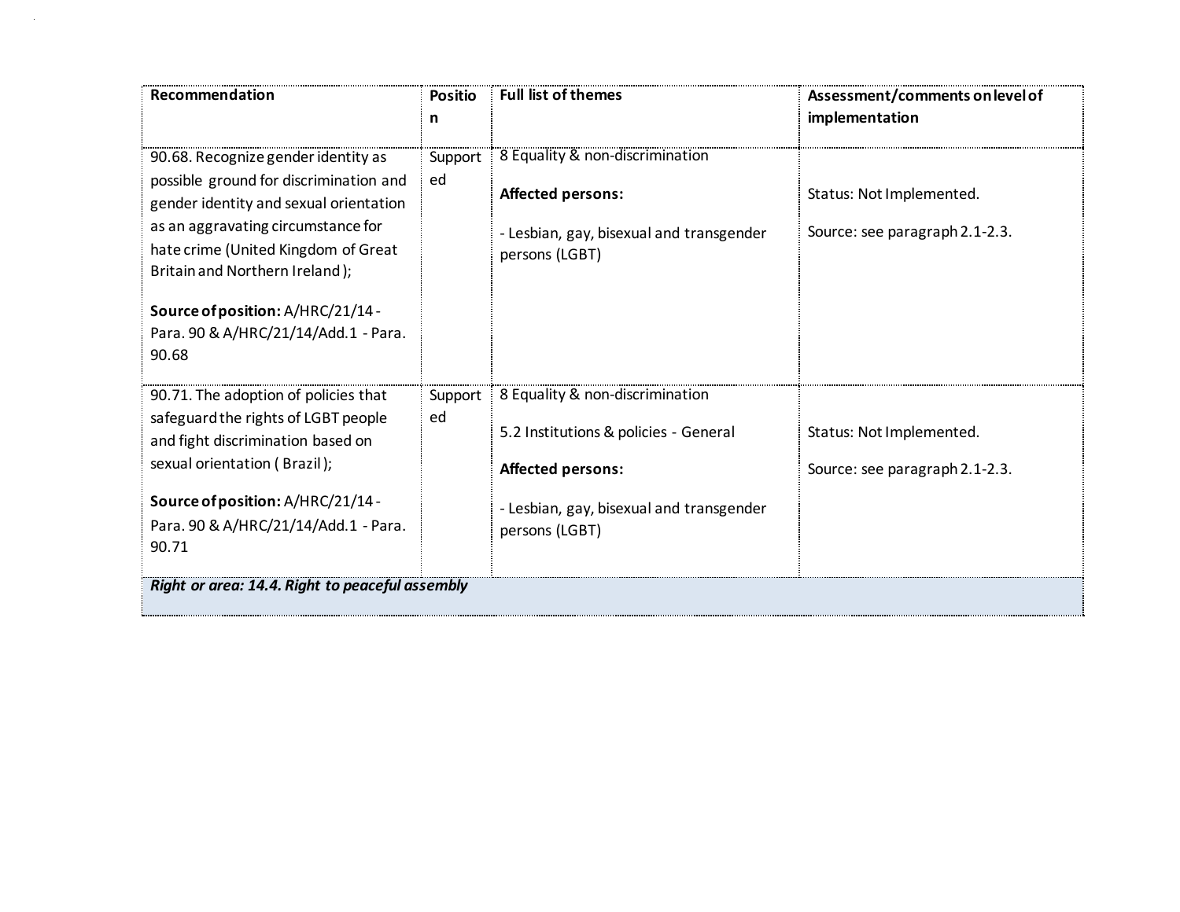| Recommendation | Position | Full list of themes | Assessment/comments on level of implementation |
|---|---|---|---|
| 90.68. Recognize gender identity as possible ground for discrimination and gender identity and sexual orientation as an aggravating circumstance for hate crime (United Kingdom of Great Britain and Northern Ireland );<br><br>**Source of position:** A/HRC/21/14 - Para. 90 & A/HRC/21/14/Add.1 - Para. 90.68 | Supported | 8 Equality & non-discrimination<br><br>**Affected persons:**<br><br>- Lesbian, gay, bisexual and transgender persons (LGBT) | Status: Not Implemented.<br><br>Source: see paragraph 2.1-2.3. |
| 90.71. The adoption of policies that safeguard the rights of LGBT people and fight discrimination based on sexual orientation ( Brazil );<br><br>**Source of position:** A/HRC/21/14 - Para. 90 & A/HRC/21/14/Add.1 - Para. 90.71 | Supported | 8 Equality & non-discrimination<br><br>5.2 Institutions & policies - General<br><br>**Affected persons:**<br><br>- Lesbian, gay, bisexual and transgender persons (LGBT) | Status: Not Implemented.<br><br>Source: see paragraph 2.1-2.3. |
| ***Right or area: 14.4. Right to peaceful assembly*** | | | |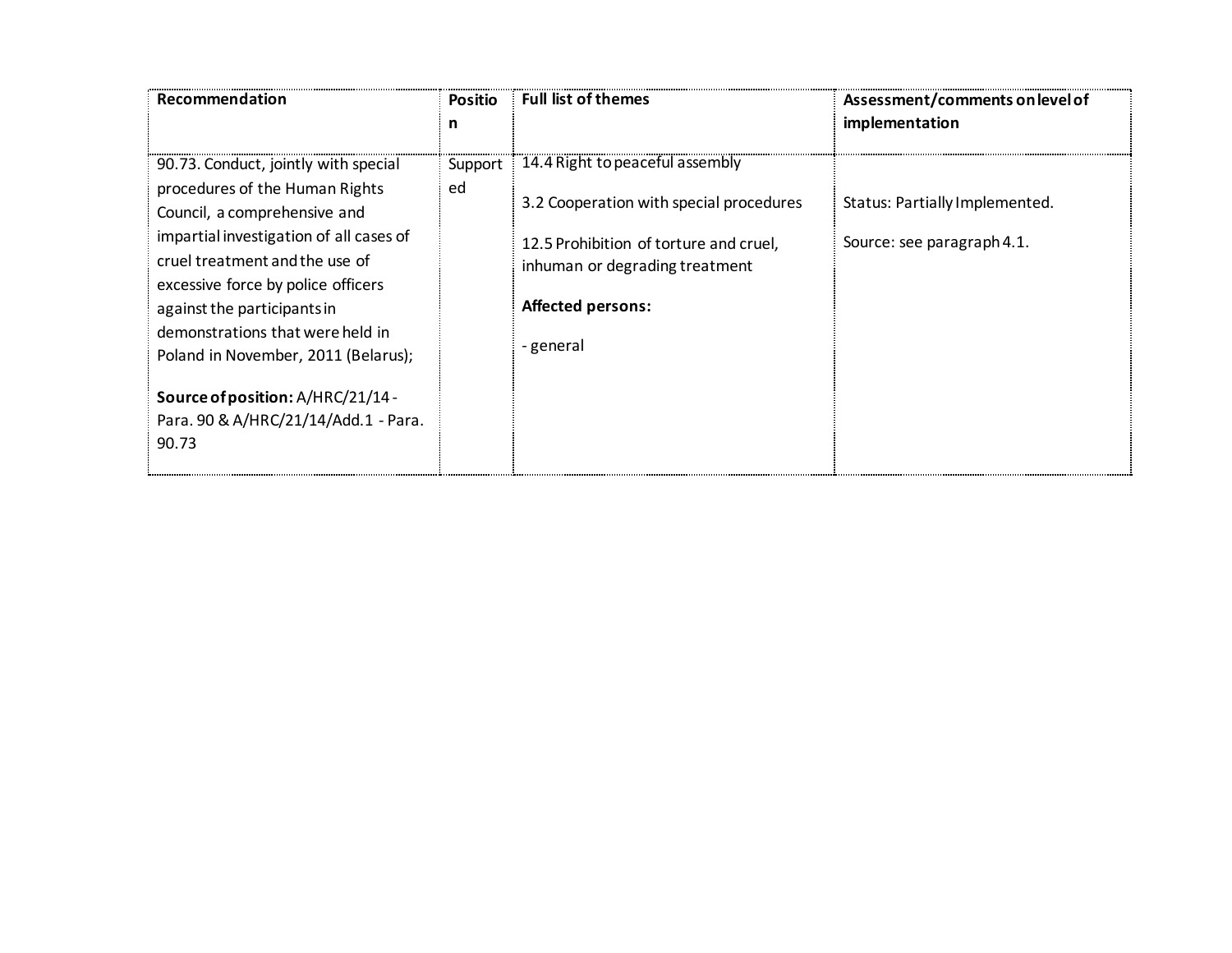| Recommendation | Position | Full list of themes | Assessment/comments on level of implementation |
|---|---|---|---|
| 90.73. Conduct, jointly with special procedures of the Human Rights Council, a comprehensive and impartial investigation of all cases of cruel treatment and the use of excessive force by police officers against the participants in demonstrations that were held in Poland in November, 2011 (Belarus);<br><br>**Source of position:** A/HRC/21/14 - Para. 90 & A/HRC/21/14/Add.1 - Para. 90.73 | Supported | 14.4 Right to peaceful assembly<br><br>3.2 Cooperation with special procedures<br><br>12.5 Prohibition of torture and cruel, inhuman or degrading treatment<br><br>**Affected persons:**<br><br>- general | Status: Partially Implemented.<br><br>Source: see paragraph 4.1. |